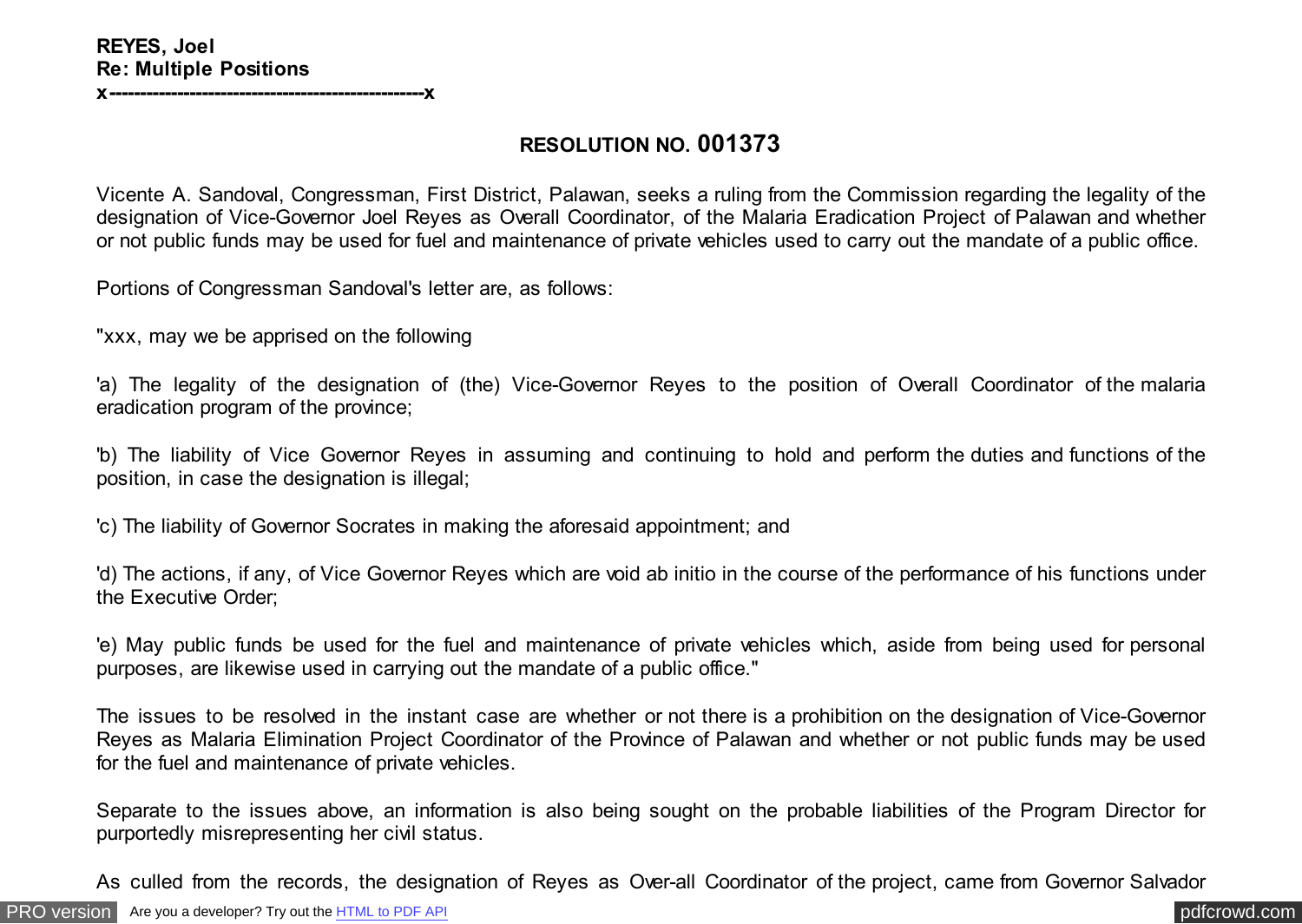**REYES, Joel**
**Re: Multiple Positions**
**x--------------------------------------------------x**

## RESOLUTION NO. 001373

Vicente A. Sandoval, Congressman, First District, Palawan, seeks a ruling from the Commission regarding the legality of the designation of Vice-Governor Joel Reyes as Overall Coordinator, of the Malaria Eradication Project of Palawan and whether or not public funds may be used for fuel and maintenance of private vehicles used to carry out the mandate of a public office.

Portions of Congressman Sandoval's letter are, as follows:

"xxx, may we be apprised on the following

'a) The legality of the designation of (the) Vice-Governor Reyes to the position of Overall Coordinator of the malaria eradication program of the province;

'b) The liability of Vice Governor Reyes in assuming and continuing to hold and perform the duties and functions of the position, in case the designation is illegal;

'c) The liability of Governor Socrates in making the aforesaid appointment; and

'd) The actions, if any, of Vice Governor Reyes which are void ab initio in the course of the performance of his functions under the Executive Order;

'e) May public funds be used for the fuel and maintenance of private vehicles which, aside from being used for personal purposes, are likewise used in carrying out the mandate of a public office."

The issues to be resolved in the instant case are whether or not there is a prohibition on the designation of Vice-Governor Reyes as Malaria Elimination Project Coordinator of the Province of Palawan and whether or not public funds may be used for the fuel and maintenance of private vehicles.

Separate to the issues above, an information is also being sought on the probable liabilities of the Program Director for purportedly misrepresenting her civil status.

As culled from the records, the designation of Reyes as Over-all Coordinator of the project, came from Governor Salvador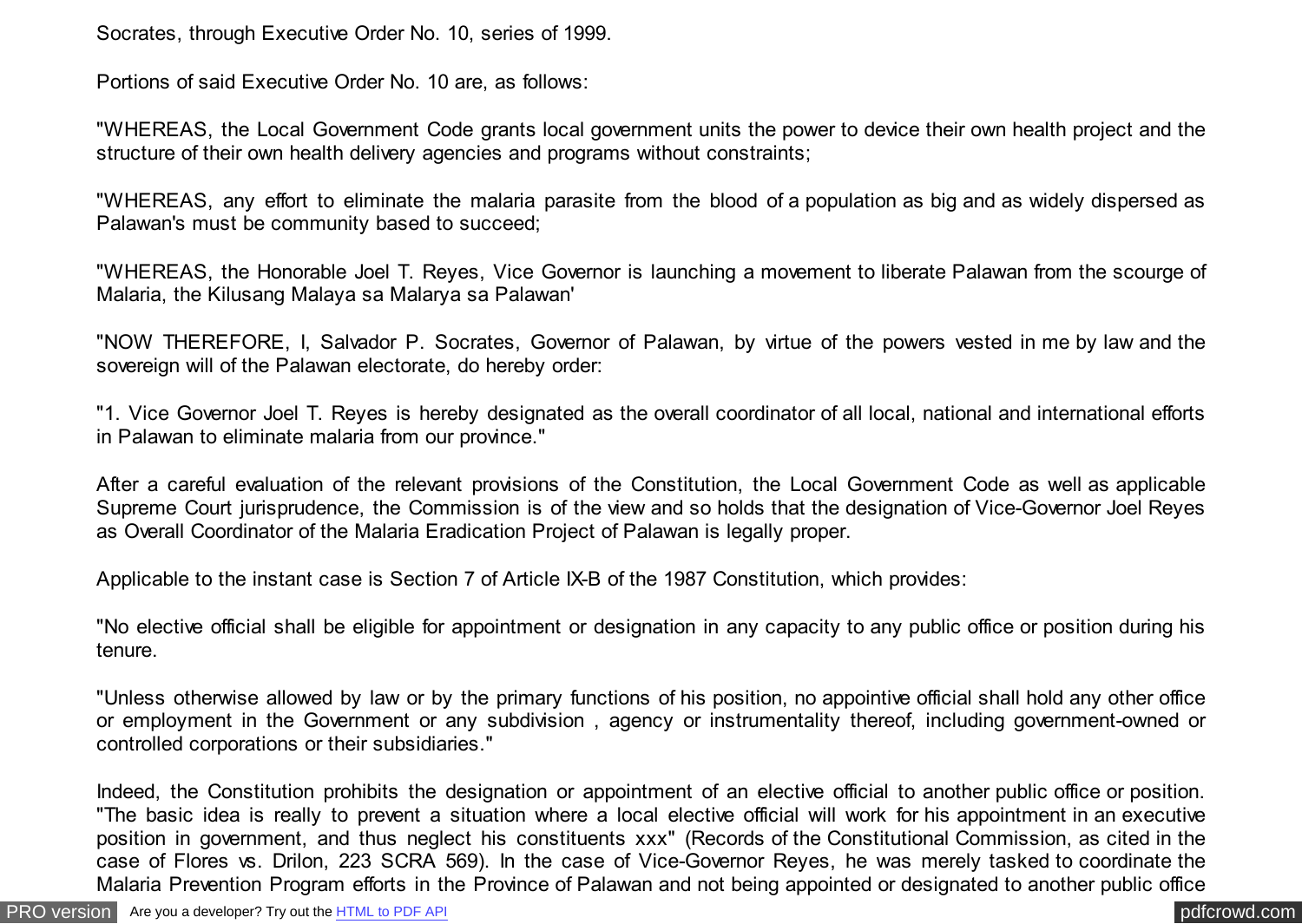Socrates, through Executive Order No. 10, series of 1999.

Portions of said Executive Order No. 10 are, as follows:

"WHEREAS, the Local Government Code grants local government units the power to device their own health project and the structure of their own health delivery agencies and programs without constraints;

"WHEREAS, any effort to eliminate the malaria parasite from the blood of a population as big and as widely dispersed as Palawan's must be community based to succeed;

"WHEREAS, the Honorable Joel T. Reyes, Vice Governor is launching a movement to liberate Palawan from the scourge of Malaria, the Kilusang Malaya sa Malarya sa Palawan'

"NOW THEREFORE, I, Salvador P. Socrates, Governor of Palawan, by virtue of the powers vested in me by law and the sovereign will of the Palawan electorate, do hereby order:

"1. Vice Governor Joel T. Reyes is hereby designated as the overall coordinator of all local, national and international efforts in Palawan to eliminate malaria from our province."

After a careful evaluation of the relevant provisions of the Constitution, the Local Government Code as well as applicable Supreme Court jurisprudence, the Commission is of the view and so holds that the designation of Vice-Governor Joel Reyes as Overall Coordinator of the Malaria Eradication Project of Palawan is legally proper.

Applicable to the instant case is Section 7 of Article IX-B of the 1987 Constitution, which provides:

"No elective official shall be eligible for appointment or designation in any capacity to any public office or position during his tenure.

"Unless otherwise allowed by law or by the primary functions of his position, no appointive official shall hold any other office or employment in the Government or any subdivision , agency or instrumentality thereof, including government-owned or controlled corporations or their subsidiaries."

Indeed, the Constitution prohibits the designation or appointment of an elective official to another public office or position. "The basic idea is really to prevent a situation where a local elective official will work for his appointment in an executive position in government, and thus neglect his constituents xxx" (Records of the Constitutional Commission, as cited in the case of Flores vs. Drilon, 223 SCRA 569). In the case of Vice-Governor Reyes, he was merely tasked to coordinate the Malaria Prevention Program efforts in the Province of Palawan and not being appointed or designated to another public office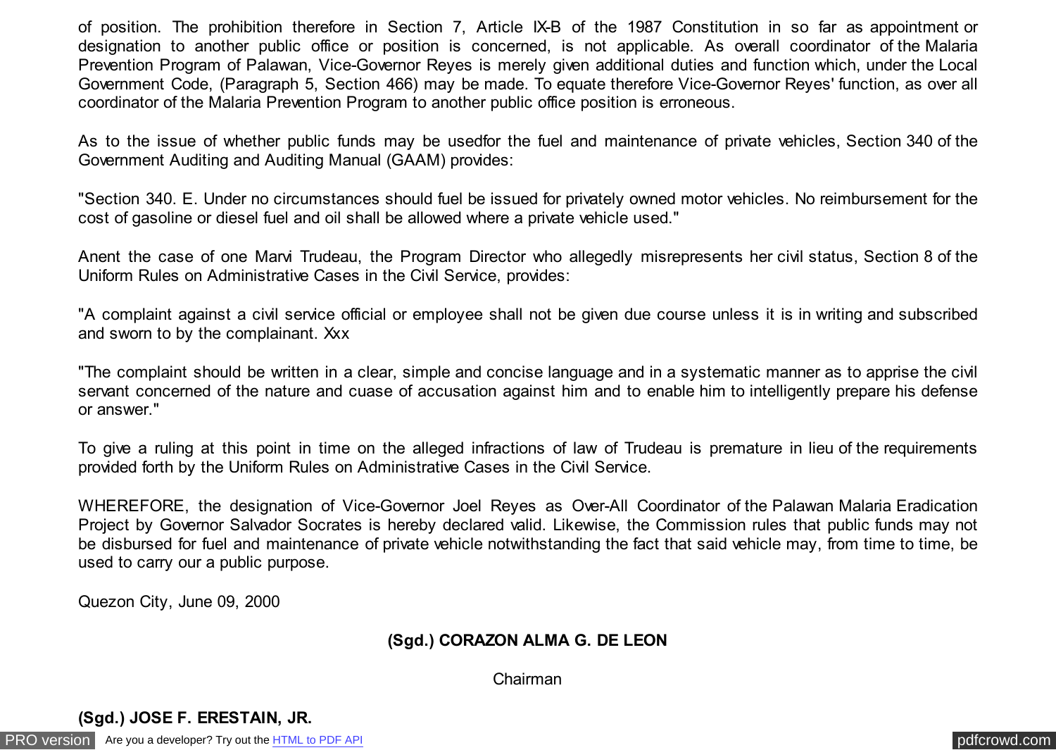of position. The prohibition therefore in Section 7, Article IX-B of the 1987 Constitution in so far as appointment or designation to another public office or position is concerned, is not applicable. As overall coordinator of the Malaria Prevention Program of Palawan, Vice-Governor Reyes is merely given additional duties and function which, under the Local Government Code, (Paragraph 5, Section 466) may be made. To equate therefore Vice-Governor Reyes' function, as over all coordinator of the Malaria Prevention Program to another public office position is erroneous.

As to the issue of whether public funds may be usedfor the fuel and maintenance of private vehicles, Section 340 of the Government Auditing and Auditing Manual (GAAM) provides:

"Section 340. E. Under no circumstances should fuel be issued for privately owned motor vehicles. No reimbursement for the cost of gasoline or diesel fuel and oil shall be allowed where a private vehicle used."

Anent the case of one Marvi Trudeau, the Program Director who allegedly misrepresents her civil status, Section 8 of the Uniform Rules on Administrative Cases in the Civil Service, provides:

"A complaint against a civil service official or employee shall not be given due course unless it is in writing and subscribed and sworn to by the complainant. Xxx

"The complaint should be written in a clear, simple and concise language and in a systematic manner as to apprise the civil servant concerned of the nature and cuase of accusation against him and to enable him to intelligently prepare his defense or answer."

To give a ruling at this point in time on the alleged infractions of law of Trudeau is premature in lieu of the requirements provided forth by the Uniform Rules on Administrative Cases in the Civil Service.

WHEREFORE, the designation of Vice-Governor Joel Reyes as Over-All Coordinator of the Palawan Malaria Eradication Project by Governor Salvador Socrates is hereby declared valid. Likewise, the Commission rules that public funds may not be disbursed for fuel and maintenance of private vehicle notwithstanding the fact that said vehicle may, from time to time, be used to carry our a public purpose.

Quezon City, June 09, 2000

**(Sgd.) CORAZON ALMA G. DE LEON**

Chairman

**(Sgd.) JOSE F. ERESTAIN, JR.**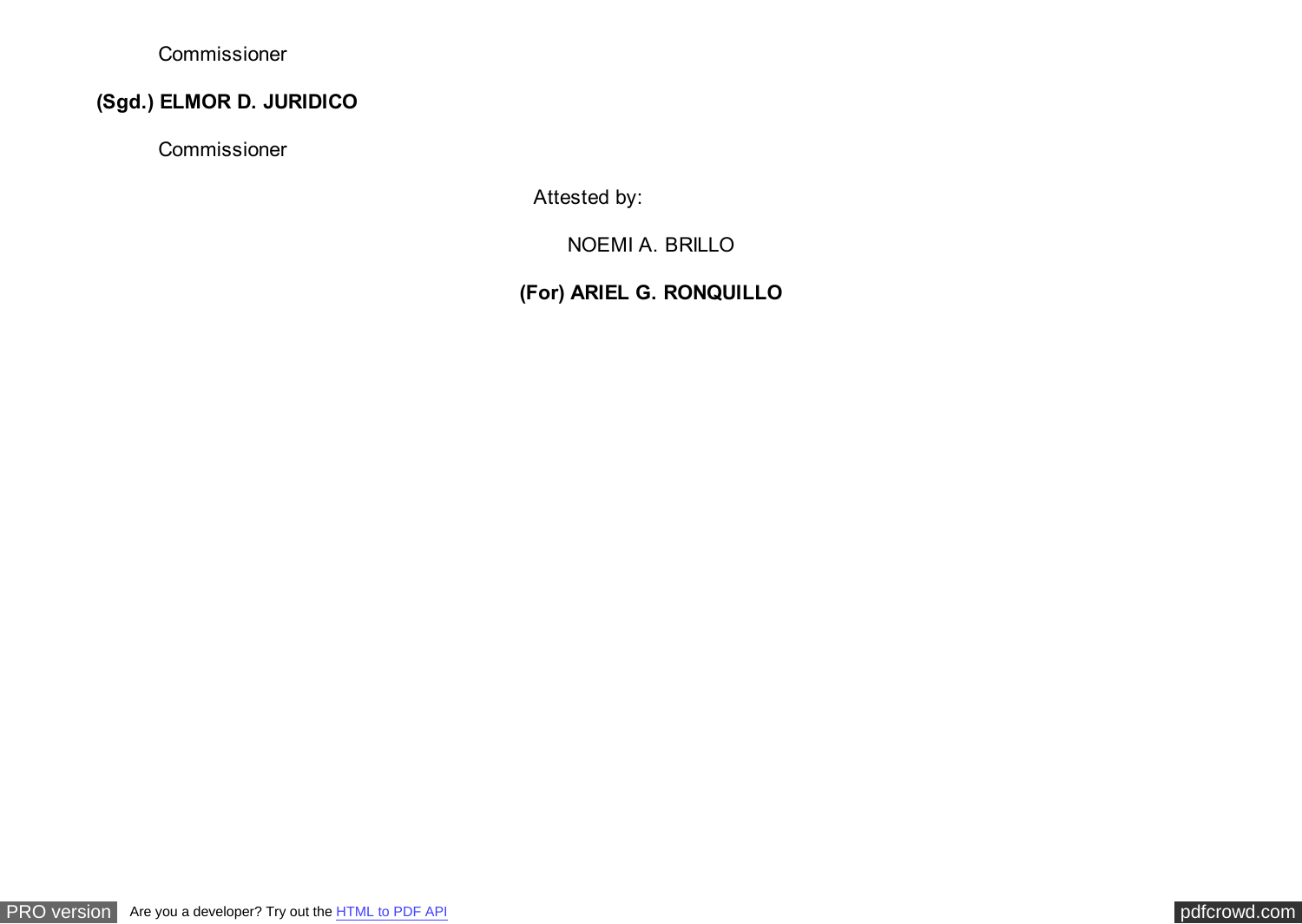Commissioner

**(Sgd.) ELMOR D. JURIDICO**

Commissioner

Attested by:

NOEMI A. BRILLO

**(For) ARIEL G. RONQUILLO**